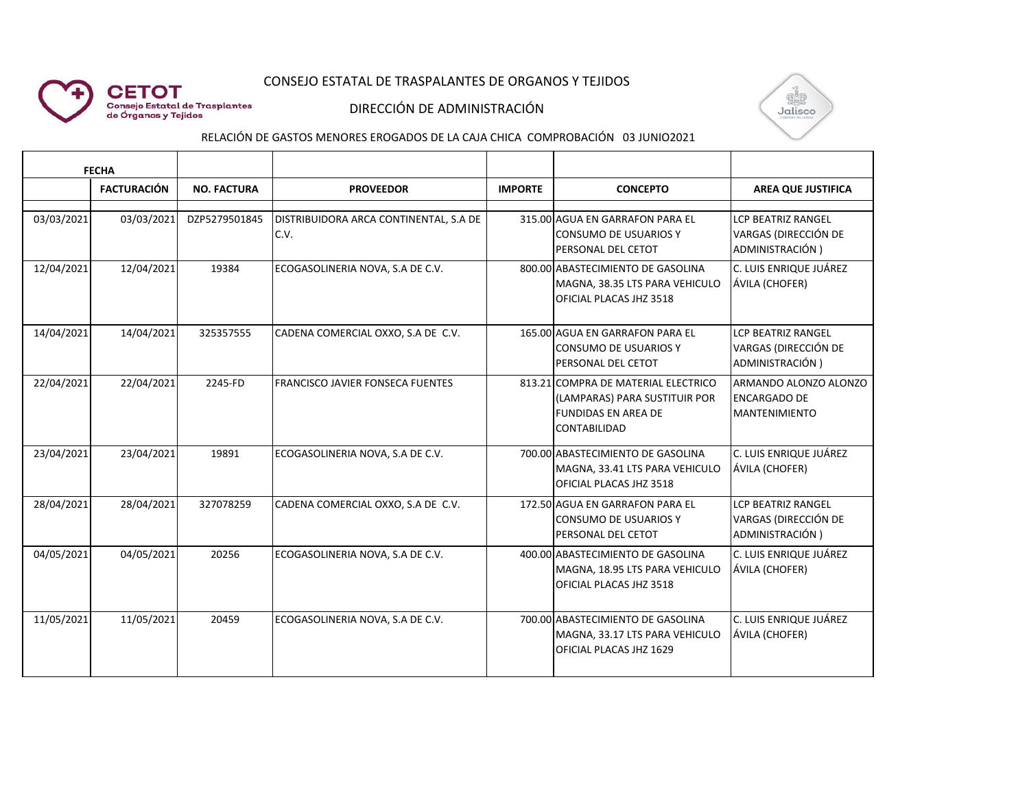CONSEJO ESTATAL DE TRASPALANTES DE ORGANOS Y TEJIDOS

DIRECCIÓN DE ADMINISTRACIÓN

RELACIÓN DE GASTOS MENORES EROGADOS DE LA CAJA CHICA COMPROBACIÓN 03 JUNIO2021

| FECHA | | | | | | |
|---|---|---|---|---|---|---|
| | FACTURACIÓN | NO. FACTURA | PROVEEDOR | IMPORTE | CONCEPTO | AREA QUE JUSTIFICA |
| 03/03/2021 | 03/03/2021 | DZP5279501845 | DISTRIBUIDORA ARCA CONTINENTAL, S.A DE C.V. | 315.00 | AGUA EN GARRAFON PARA EL CONSUMO DE USUARIOS Y PERSONAL DEL CETOT | LCP BEATRIZ RANGEL VARGAS (DIRECCIÓN DE ADMINISTRACIÓN ) |
| 12/04/2021 | 12/04/2021 | 19384 | ECOGASOLINERIA NOVA, S.A DE C.V. | 800.00 | ABASTECIMIENTO DE GASOLINA MAGNA, 38.35 LTS PARA VEHICULO OFICIAL PLACAS JHZ 3518 | C. LUIS ENRIQUE JUÁREZ ÁVILA (CHOFER) |
| 14/04/2021 | 14/04/2021 | 325357555 | CADENA COMERCIAL OXXO, S.A DE C.V. | 165.00 | AGUA EN GARRAFON PARA EL CONSUMO DE USUARIOS Y PERSONAL DEL CETOT | LCP BEATRIZ RANGEL VARGAS (DIRECCIÓN DE ADMINISTRACIÓN ) |
| 22/04/2021 | 22/04/2021 | 2245-FD | FRANCISCO JAVIER FONSECA FUENTES | 813.21 | COMPRA DE MATERIAL ELECTRICO (LAMPARAS) PARA SUSTITUIR POR FUNDIDAS EN AREA DE CONTABILIDAD | ARMANDO ALONZO ALONZO ENCARGADO DE MANTENIMIENTO |
| 23/04/2021 | 23/04/2021 | 19891 | ECOGASOLINERIA NOVA, S.A DE C.V. | 700.00 | ABASTECIMIENTO DE GASOLINA MAGNA, 33.41 LTS PARA VEHICULO OFICIAL PLACAS JHZ 3518 | C. LUIS ENRIQUE JUÁREZ ÁVILA (CHOFER) |
| 28/04/2021 | 28/04/2021 | 327078259 | CADENA COMERCIAL OXXO, S.A DE C.V. | 172.50 | AGUA EN GARRAFON PARA EL CONSUMO DE USUARIOS Y PERSONAL DEL CETOT | LCP BEATRIZ RANGEL VARGAS (DIRECCIÓN DE ADMINISTRACIÓN ) |
| 04/05/2021 | 04/05/2021 | 20256 | ECOGASOLINERIA NOVA, S.A DE C.V. | 400.00 | ABASTECIMIENTO DE GASOLINA MAGNA, 18.95 LTS PARA VEHICULO OFICIAL PLACAS JHZ 3518 | C. LUIS ENRIQUE JUÁREZ ÁVILA (CHOFER) |
| 11/05/2021 | 11/05/2021 | 20459 | ECOGASOLINERIA NOVA, S.A DE C.V. | 700.00 | ABASTECIMIENTO DE GASOLINA MAGNA, 33.17 LTS PARA VEHICULO OFICIAL PLACAS JHZ 1629 | C. LUIS ENRIQUE JUÁREZ ÁVILA (CHOFER) |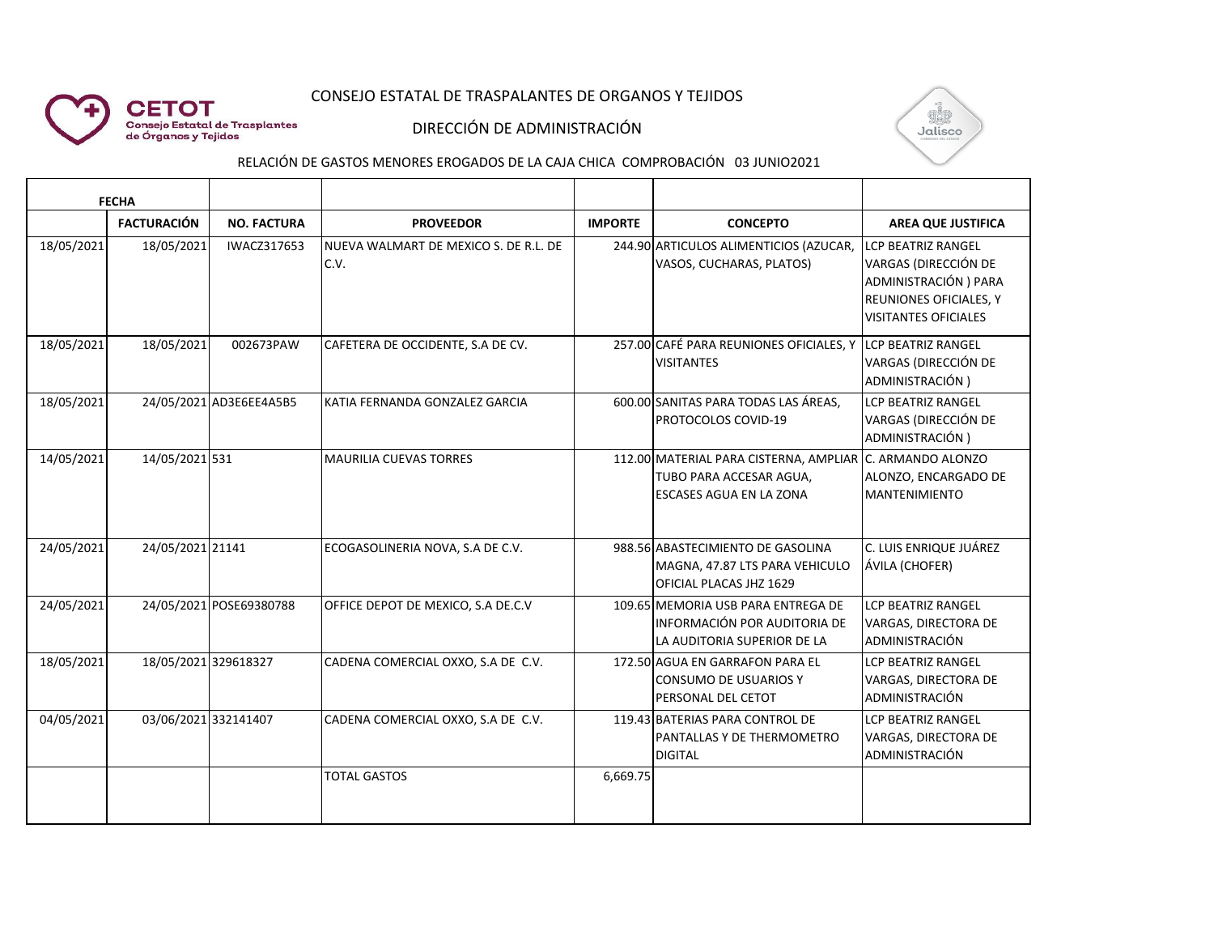CETOT
Consejo Estatal de Trasplantes de Órganos y Tejidos

CONSEJO ESTATAL DE TRASPALANTES DE ORGANOS Y TEJIDOS

DIRECCIÓN DE ADMINISTRACIÓN

Jalisco

RELACIÓN DE GASTOS MENORES EROGADOS DE LA CAJA CHICA COMPROBACIÓN 03 JUNIO2021

| FECHA | | | | | | |
|---|---|---|---|---|---|---|
| | FACTURACIÓN | NO. FACTURA | PROVEEDOR | IMPORTE | CONCEPTO | AREA QUE JUSTIFICA |
| 18/05/2021 | 18/05/2021 | IWACZ317653 | NUEVA WALMART DE MEXICO S. DE R.L. DE C.V. | 244.90 | ARTICULOS ALIMENTICIOS (AZUCAR, VASOS, CUCHARAS, PLATOS) | LCP BEATRIZ RANGEL VARGAS (DIRECCIÓN DE ADMINISTRACIÓN ) PARA REUNIONES OFICIALES, Y VISITANTES OFICIALES |
| 18/05/2021 | 18/05/2021 | 002673PAW | CAFETERA DE OCCIDENTE, S.A DE CV. | 257.00 | CAFÉ PARA REUNIONES OFICIALES, Y VISITANTES | LCP BEATRIZ RANGEL VARGAS (DIRECCIÓN DE ADMINISTRACIÓN ) |
| 18/05/2021 | 24/05/2021 | AD3E6EE4A5B5 | KATIA FERNANDA GONZALEZ GARCIA | 600.00 | SANITAS PARA TODAS LAS ÁREAS, PROTOCOLOS COVID-19 | LCP BEATRIZ RANGEL VARGAS (DIRECCIÓN DE ADMINISTRACIÓN ) |
| 14/05/2021 | 14/05/2021 | 531 | MAURILIA CUEVAS TORRES | 112.00 | MATERIAL PARA CISTERNA, AMPLIAR TUBO PARA ACCESAR AGUA, ESCASES AGUA EN LA ZONA | C. ARMANDO ALONZO ALONZO, ENCARGADO DE MANTENIMIENTO |
| 24/05/2021 | 24/05/2021 | 21141 | ECOGASOLINERIA NOVA, S.A DE C.V. | 988.56 | ABASTECIMIENTO DE GASOLINA MAGNA, 47.87 LTS PARA VEHICULO OFICIAL PLACAS JHZ 1629 | C. LUIS ENRIQUE JUÁREZ ÁVILA (CHOFER) |
| 24/05/2021 | 24/05/2021 | POSE69380788 | OFFICE DEPOT DE MEXICO, S.A DE.C.V | 109.65 | MEMORIA USB PARA ENTREGA DE INFORMACIÓN POR AUDITORIA DE LA AUDITORIA SUPERIOR DE LA | LCP BEATRIZ RANGEL VARGAS, DIRECTORA DE ADMINISTRACIÓN |
| 18/05/2021 | 18/05/2021 | 329618327 | CADENA COMERCIAL OXXO, S.A DE C.V. | 172.50 | AGUA EN GARRAFON PARA EL CONSUMO DE USUARIOS Y PERSONAL DEL CETOT | LCP BEATRIZ RANGEL VARGAS, DIRECTORA DE ADMINISTRACIÓN |
| 04/05/2021 | 03/06/2021 | 332141407 | CADENA COMERCIAL OXXO, S.A DE C.V. | 119.43 | BATERIAS PARA CONTROL DE PANTALLAS Y DE THERMOMETRO DIGITAL | LCP BEATRIZ RANGEL VARGAS, DIRECTORA DE ADMINISTRACIÓN |
| | | | TOTAL GASTOS | 6,669.75 | | |